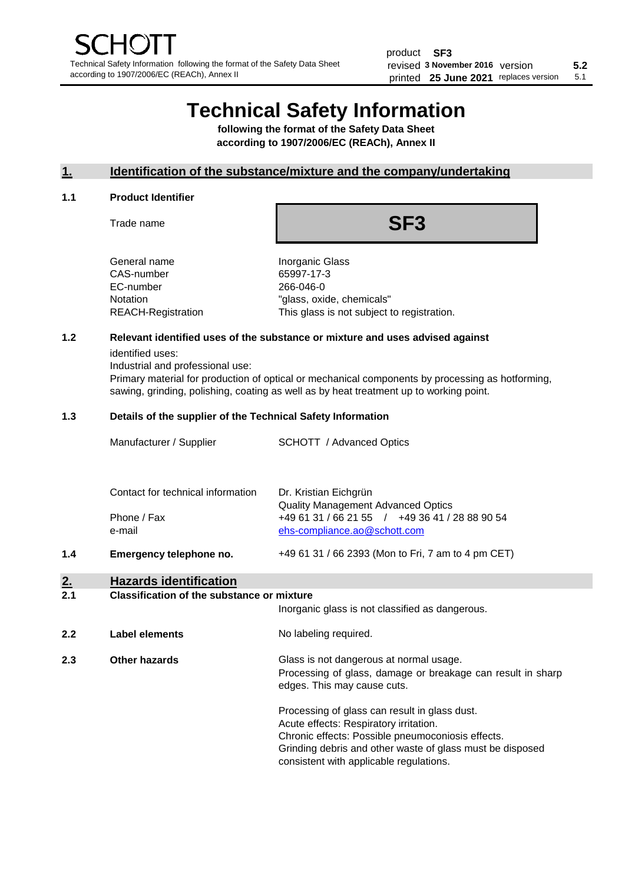# Technical Safety Information

**following the format of the Safety Data Sheet according to 1907/2006/EC (REACh), Annex II**

## 1. Identification of the substance/mixture and the company/undertaking

### 1.1 Product Identifier

| | |
|---|---|
| Trade name | **SF3** |
| General name | Inorganic Glass |
| CAS-number | 65997-17-3 |
| EC-number | 266-046-0 |
| Notation | "glass, oxide, chemicals" |
| REACH-Registration | This glass is not subject to registration. |

### 1.2 Relevant identified uses of the substance or mixture and uses advised against

identified uses:
Industrial and professional use:
Primary material for production of optical or mechanical components by processing as hotforming, sawing, grinding, polishing, coating as well as by heat treatment up to working point.

### 1.3 Details of the supplier of the Technical Safety Information

| | |
|---|---|
| Manufacturer / Supplier | SCHOTT / Advanced Optics |
| Contact for technical information | Dr. Kristian Eichgrün<br>Quality Management Advanced Optics |
| Phone / Fax | +49 61 31 / 66 21 55 / +49 36 41 / 28 88 90 54 |
| e-mail | ehs-compliance.ao@schott.com |

### 1.4 Emergency telephone no.

+49 61 31 / 66 2393 (Mon to Fri, 7 am to 4 pm CET)

## 2. Hazards identification

### 2.1 Classification of the substance or mixture

Inorganic glass is not classified as dangerous.

### 2.2 Label elements

No labeling required.

### 2.3 Other hazards

Glass is not dangerous at normal usage.
Processing of glass, damage or breakage can result in sharp edges. This may cause cuts.

Processing of glass can result in glass dust.
Acute effects: Respiratory irritation.
Chronic effects: Possible pneumoconiosis effects.
Grinding debris and other waste of glass must be disposed consistent with applicable regulations.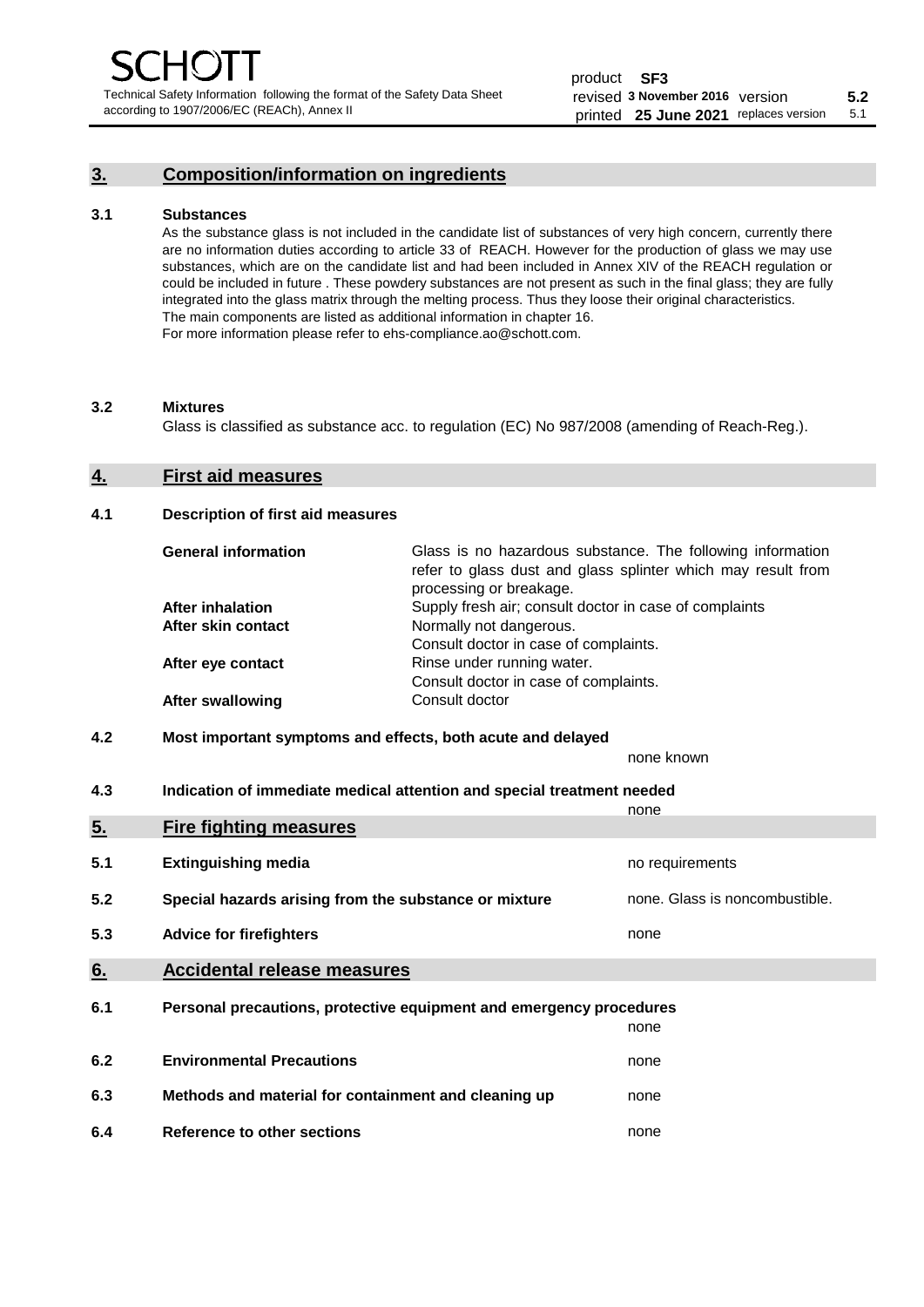## 3. Composition/information on ingredients

**3.1 Substances**

As the substance glass is not included in the candidate list of substances of very high concern, currently there are no information duties according to article 33 of REACH. However for the production of glass we may use substances, which are on the candidate list and had been included in Annex XIV of the REACH regulation or could be included in future . These powdery substances are not present as such in the final glass; they are fully integrated into the glass matrix through the melting process. Thus they loose their original characteristics. The main components are listed as additional information in chapter 16.
For more information please refer to ehs-compliance.ao@schott.com.

**3.2 Mixtures**

Glass is classified as substance acc. to regulation (EC) No 987/2008 (amending of Reach-Reg.).

## 4. First aid measures

**4.1 Description of first aid measures**

| | |
|---|---|
| **General information** | Glass is no hazardous substance. The following information refer to glass dust and glass splinter which may result from processing or breakage. |
| **After inhalation** | Supply fresh air; consult doctor in case of complaints |
| **After skin contact** | Normally not dangerous. Consult doctor in case of complaints. |
| **After eye contact** | Rinse under running water. Consult doctor in case of complaints. |
| **After swallowing** | Consult doctor |

**4.2 Most important symptoms and effects, both acute and delayed**

none known

**4.3 Indication of immediate medical attention and special treatment needed**

none

## 5. Fire fighting measures

| | | |
|---|---|---|
| **5.1** | **Extinguishing media** | no requirements |
| **5.2** | **Special hazards arising from the substance or mixture** | none. Glass is noncombustible. |
| **5.3** | **Advice for firefighters** | none |

## 6. Accidental release measures

**6.1 Personal precautions, protective equipment and emergency procedures**

none

| | | |
|---|---|---|
| **6.2** | **Environmental Precautions** | none |
| **6.3** | **Methods and material for containment and cleaning up** | none |
| **6.4** | **Reference to other sections** | none |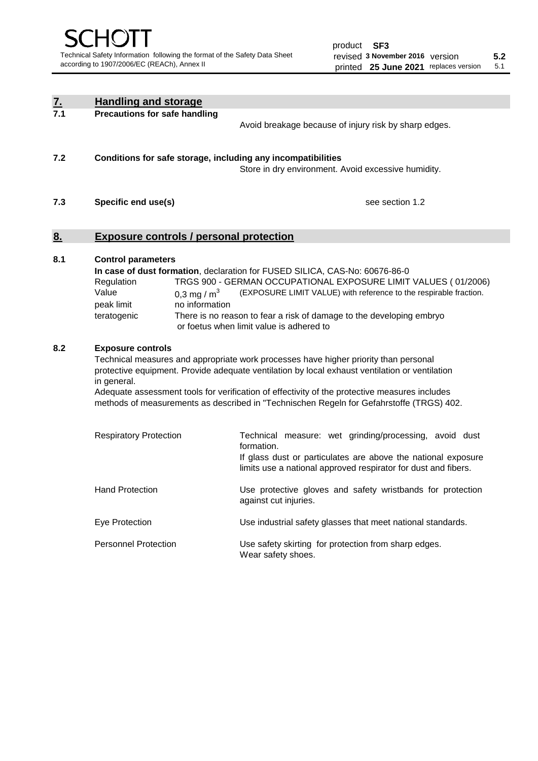## 7. Handling and storage

### 7.1 Precautions for safe handling

Avoid breakage because of injury risk by sharp edges.

### 7.2 Conditions for safe storage, including any incompatibilities

Store in dry environment. Avoid excessive humidity.

### 7.3 Specific end use(s)

see section 1.2

## 8. Exposure controls / personal protection

### 8.1 Control parameters

**In case of dust formation**, declaration for FUSED SILICA, CAS-No: 60676-86-0

| | |
|---|---|
| Regulation | TRGS 900 - GERMAN OCCUPATIONAL EXPOSURE LIMIT VALUES ( 01/2006) |
| Value | 0,3 mg / $m^3$ (EXPOSURE LIMIT VALUE) with reference to the respirable fraction. |
| peak limit | no information |
| teratogenic | There is no reason to fear a risk of damage to the developing embryo or foetus when limit value is adhered to |

### 8.2 Exposure controls

Technical measures and appropriate work processes have higher priority than personal protective equipment. Provide adequate ventilation by local exhaust ventilation or ventilation in general.

Adequate assessment tools for verification of effectivity of the protective measures includes methods of measurements as described in "Technischen Regeln for Gefahrstoffe (TRGS) 402.

| | |
|---|---|
| Respiratory Protection | Technical measure: wet grinding/processing, avoid dust formation. If glass dust or particulates are above the national exposure limits use a national approved respirator for dust and fibers. |
| Hand Protection | Use protective gloves and safety wristbands for protection against cut injuries. |
| Eye Protection | Use industrial safety glasses that meet national standards. |
| Personnel Protection | Use safety skirting for protection from sharp edges. Wear safety shoes. |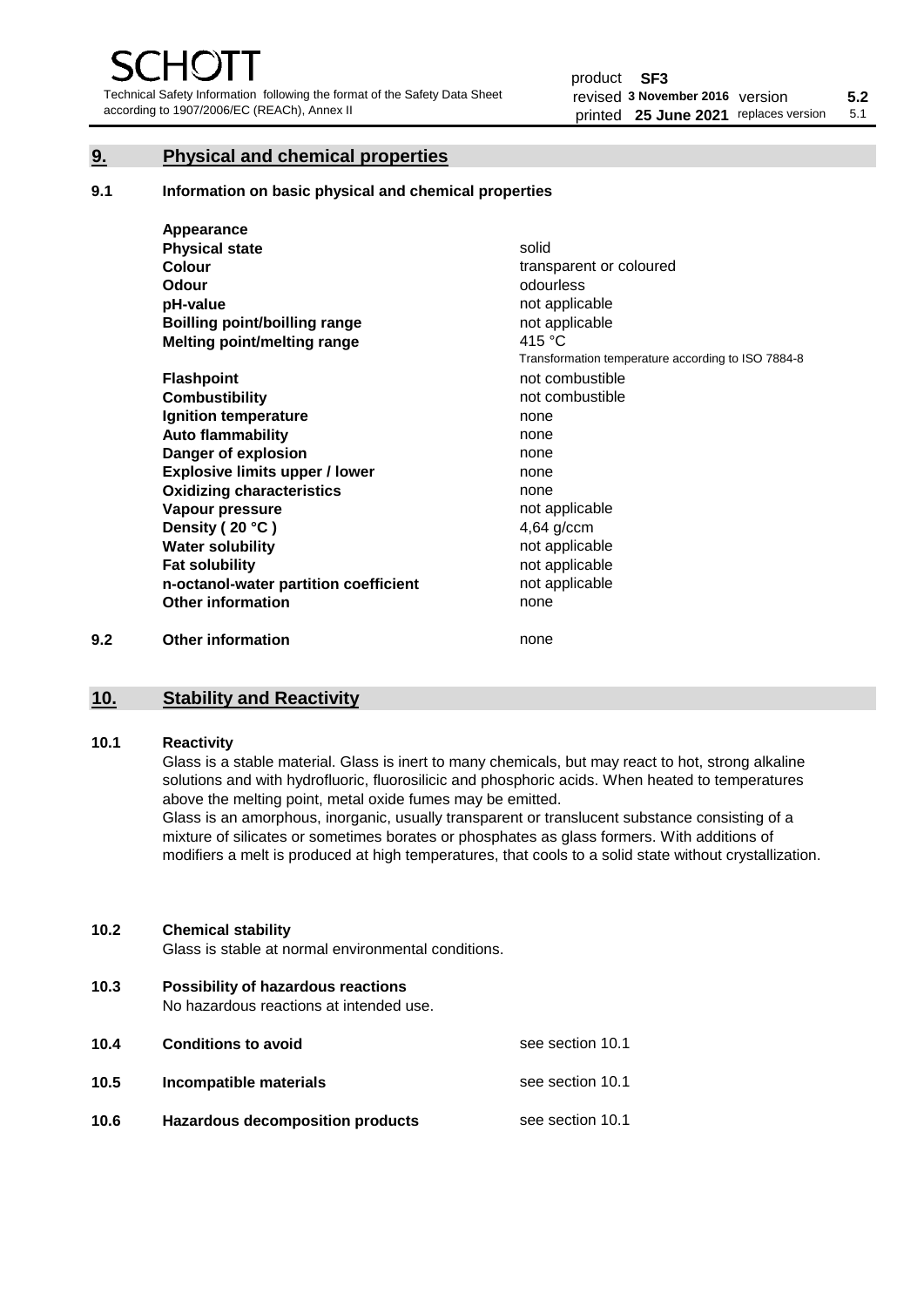## 9. Physical and chemical properties

### 9.1 Information on basic physical and chemical properties

| | |
|---|---|
| **Appearance** | |
| **Physical state** | solid |
| **Colour** | transparent or coloured |
| **Odour** | odourless |
| **pH-value** | not applicable |
| **Boilling point/boilling range** | not applicable |
| **Melting point/melting range** | 415 °C<br>Transformation temperature according to ISO 7884-8 |
| **Flashpoint** | not combustible |
| **Combustibility** | not combustible |
| **Ignition temperature** | none |
| **Auto flammability** | none |
| **Danger of explosion** | none |
| **Explosive limits upper / lower** | none |
| **Oxidizing characteristics** | none |
| **Vapour pressure** | not applicable |
| **Density ( 20 °C )** | 4,64 g/ccm |
| **Water solubility** | not applicable |
| **Fat solubility** | not applicable |
| **n-octanol-water partition coefficient** | not applicable |
| **Other information** | none |

### 9.2 Other information

none

## 10. Stability and Reactivity

### 10.1 Reactivity

Glass is a stable material. Glass is inert to many chemicals, but may react to hot, strong alkaline solutions and with hydrofluoric, fluorosilicic and phosphoric acids. When heated to temperatures above the melting point, metal oxide fumes may be emitted.

Glass is an amorphous, inorganic, usually transparent or translucent substance consisting of a mixture of silicates or sometimes borates or phosphates as glass formers. With additions of modifiers a melt is produced at high temperatures, that cools to a solid state without crystallization.

### 10.2 Chemical stability

Glass is stable at normal environmental conditions.

### 10.3 Possibility of hazardous reactions

No hazardous reactions at intended use.

### 10.4 Conditions to avoid

see section 10.1

### 10.5 Incompatible materials

see section 10.1

### 10.6 Hazardous decomposition products

see section 10.1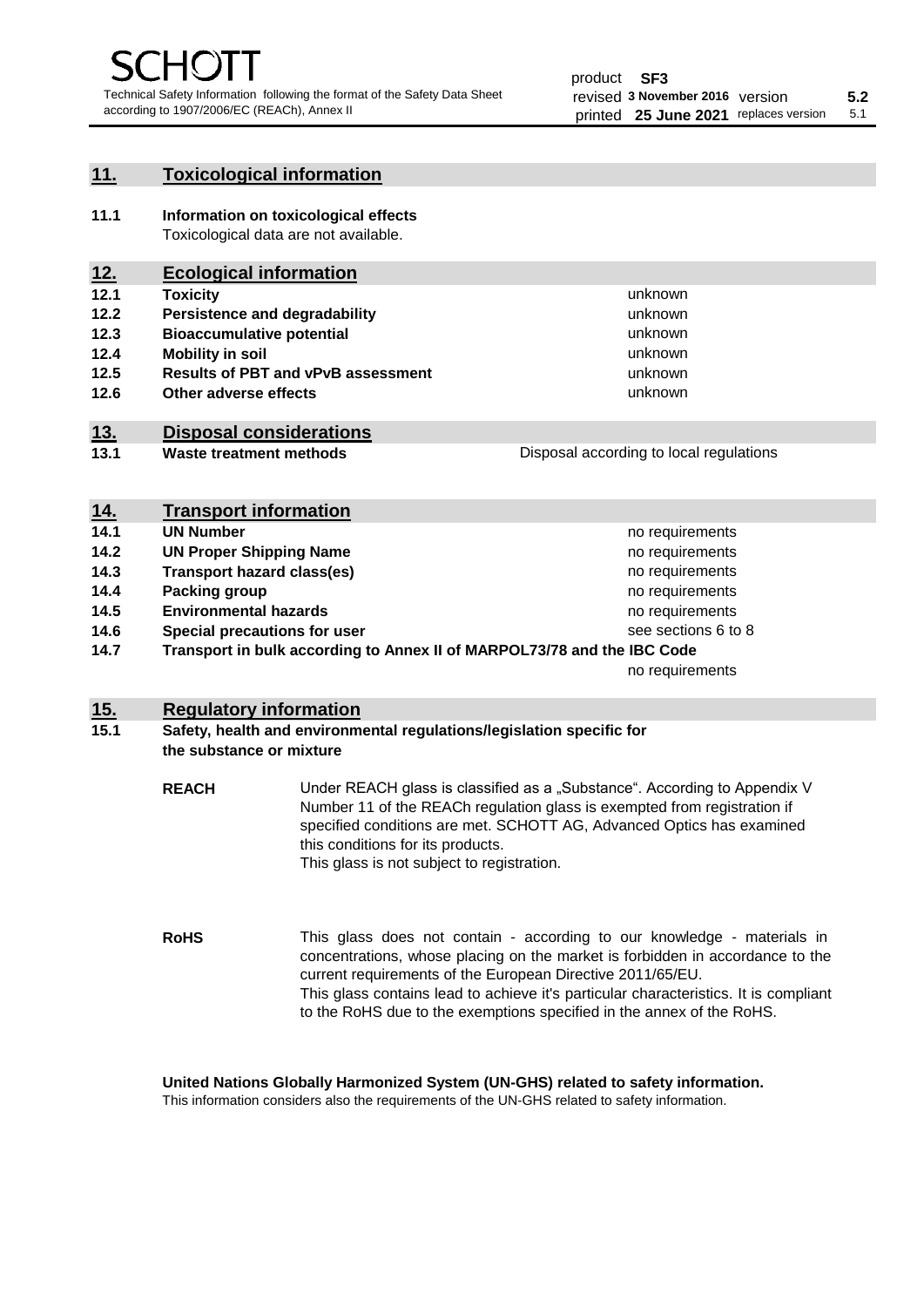## 11. Toxicological information

**11.1 Information on toxicological effects**

Toxicological data are not available.

## 12. Ecological information

| | | |
|---|---|---|
| **12.1** | **Toxicity** | unknown |
| **12.2** | **Persistence and degradability** | unknown |
| **12.3** | **Bioaccumulative potential** | unknown |
| **12.4** | **Mobility in soil** | unknown |
| **12.5** | **Results of PBT and vPvB assessment** | unknown |
| **12.6** | **Other adverse effects** | unknown |

## 13. Disposal considerations

| | | |
|---|---|---|
| **13.1** | **Waste treatment methods** | Disposal according to local regulations |

## 14. Transport information

| | | |
|---|---|---|
| **14.1** | **UN Number** | no requirements |
| **14.2** | **UN Proper Shipping Name** | no requirements |
| **14.3** | **Transport hazard class(es)** | no requirements |
| **14.4** | **Packing group** | no requirements |
| **14.5** | **Environmental hazards** | no requirements |
| **14.6** | **Special precautions for user** | see sections 6 to 8 |
| **14.7** | **Transport in bulk according to Annex II of MARPOL73/78 and the IBC Code** | no requirements |

## 15. Regulatory information

**15.1 Safety, health and environmental regulations/legislation specific for the substance or mixture**

**REACH**

Under REACH glass is classified as a „Substance". According to Appendix V Number 11 of the REACh regulation glass is exempted from registration if specified conditions are met. SCHOTT AG, Advanced Optics has examined this conditions for its products.
This glass is not subject to registration.

**RoHS**

This glass does not contain - according to our knowledge - materials in concentrations, whose placing on the market is forbidden in accordance to the current requirements of the European Directive 2011/65/EU.
This glass contains lead to achieve it's particular characteristics. It is compliant to the RoHS due to the exemptions specified in the annex of the RoHS.

**United Nations Globally Harmonized System (UN-GHS) related to safety information.**

This information considers also the requirements of the UN-GHS related to safety information.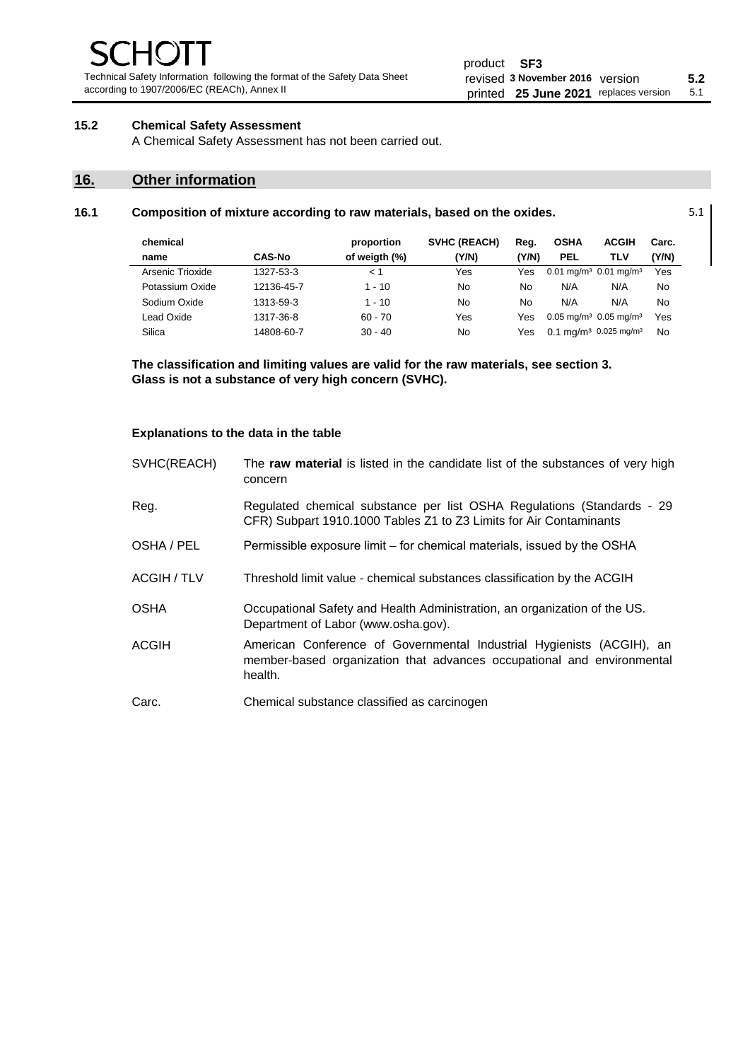## 15.2 Chemical Safety Assessment

A Chemical Safety Assessment has not been carried out.

# 16. Other information

### 16.1 Composition of mixture according to raw materials, based on the oxides.

5.1

| chemical name | CAS-No | proportion of weigth (%) | SVHC (REACH) (Y/N) | Reg. (Y/N) | OSHA PEL | ACGIH TLV | Carc. (Y/N) |
|---|---|---|---|---|---|---|---|
| Arsenic Trioxide | 1327-53-3 | < 1 | Yes | Yes | 0.01 mg/m³ | 0.01 mg/m³ | Yes |
| Potassium Oxide | 12136-45-7 | 1 - 10 | No | No | N/A | N/A | No |
| Sodium Oxide | 1313-59-3 | 1 - 10 | No | No | N/A | N/A | No |
| Lead Oxide | 1317-36-8 | 60 - 70 | Yes | Yes | 0.05 mg/m³ | 0.05 mg/m³ | Yes |
| Silica | 14808-60-7 | 30 - 40 | No | Yes | 0.1 mg/m³ | 0.025 mg/m³ | No |

**The classification and limiting values are valid for the raw materials, see section 3. Glass is not a substance of very high concern (SVHC).**

**Explanations to the data in the table**

| | |
|---|---|
| SVHC(REACH) | The **raw material** is listed in the candidate list of the substances of very high concern |
| Reg. | Regulated chemical substance per list OSHA Regulations (Standards - 29 CFR) Subpart 1910.1000 Tables Z1 to Z3 Limits for Air Contaminants |
| OSHA / PEL | Permissible exposure limit – for chemical materials, issued by the OSHA |
| ACGIH / TLV | Threshold limit value - chemical substances classification by the ACGIH |
| OSHA | Occupational Safety and Health Administration, an organization of the US. Department of Labor (www.osha.gov). |
| ACGIH | American Conference of Governmental Industrial Hygienists (ACGIH), an member-based organization that advances occupational and environmental health. |
| Carc. | Chemical substance classified as carcinogen |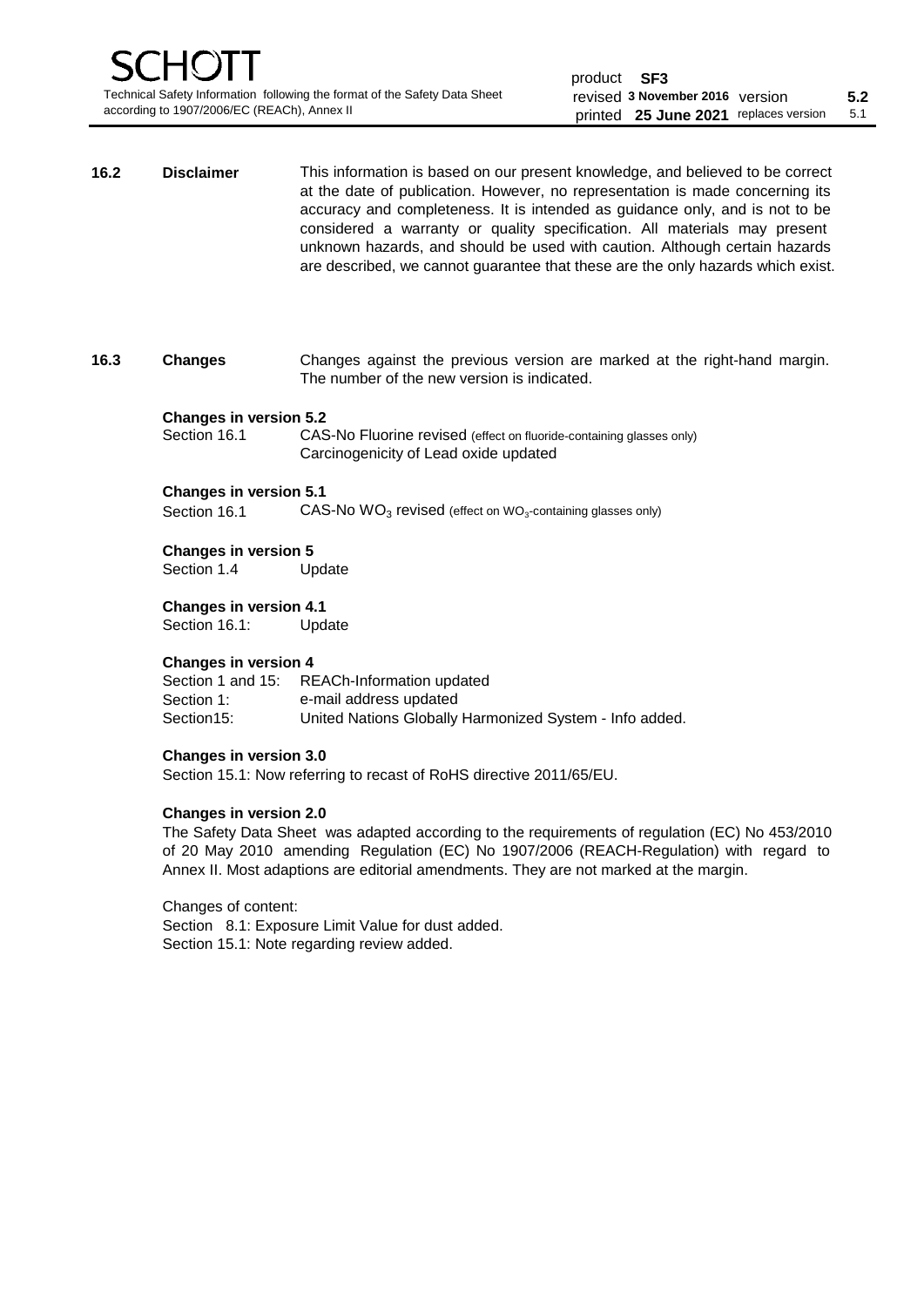**16.2 Disclaimer**

This information is based on our present knowledge, and believed to be correct at the date of publication. However, no representation is made concerning its accuracy and completeness. It is intended as guidance only, and is not to be considered a warranty or quality specification. All materials may present unknown hazards, and should be used with caution. Although certain hazards are described, we cannot guarantee that these are the only hazards which exist.

**16.3 Changes**

Changes against the previous version are marked at the right-hand margin. The number of the new version is indicated.

**Changes in version 5.2**

Section 16.1 CAS-No Fluorine revised (effect on fluoride-containing glasses only)
Carcinogenicity of Lead oxide updated

**Changes in version 5.1**

Section 16.1 CAS-No $WO_3$ revised (effect on $WO_3$-containing glasses only)

**Changes in version 5**

Section 1.4 Update

**Changes in version 4.1**

Section 16.1: Update

**Changes in version 4**

Section 1 and 15: REACh-Information updated
Section 1: e-mail address updated
Section15: United Nations Globally Harmonized System - Info added.

**Changes in version 3.0**

Section 15.1: Now referring to recast of RoHS directive 2011/65/EU.

**Changes in version 2.0**

The Safety Data Sheet was adapted according to the requirements of regulation (EC) No 453/2010 of 20 May 2010 amending Regulation (EC) No 1907/2006 (REACH-Regulation) with regard to Annex II. Most adaptions are editorial amendments. They are not marked at the margin.

Changes of content:
Section 8.1: Exposure Limit Value for dust added.
Section 15.1: Note regarding review added.